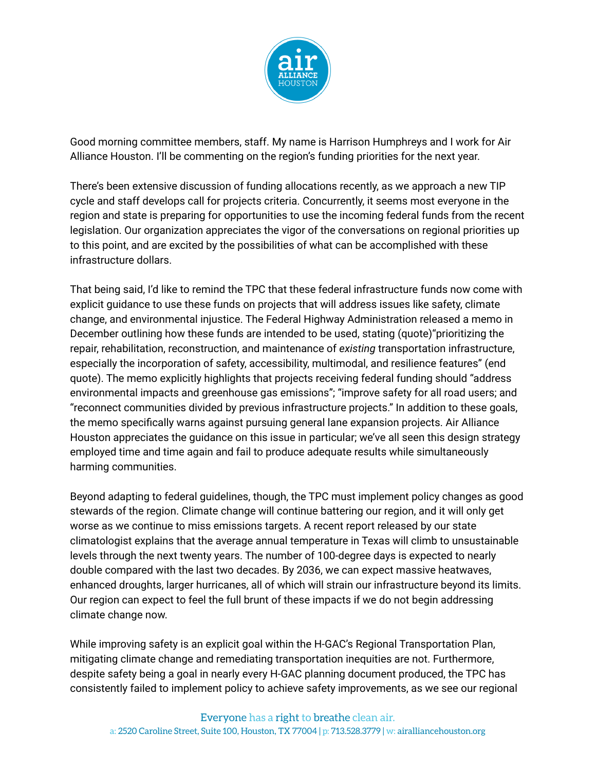Good morning committee members, staff. My name is Harrison Humphreys and I work for Air Alliance Houston. I'll be commenting on the region's funding priorities for the next year.

There's been extensive discussion of funding allocations recently, as we approach a new TIP cycle and staff develops call for projects criteria. Concurrently, it seems most everyone in the region and state is preparing for opportunities to use the incoming federal funds from the recent legislation. Our organization appreciates the vigor of the conversations on regional priorities up to this point, and are excited by the possibilities of what can be accomplished with these infrastructure dollars.

That being said, I'd like to remind the TPC that these federal infrastructure funds now come with explicit guidance to use these funds on projects that will address issues like safety, climate change, and environmental injustice. The Federal Highway Administration released a memo in December outlining how these funds are intended to be used, stating (quote)"prioritizing the repair, rehabilitation, reconstruction, and maintenance of *existing* transportation infrastructure, especially the incorporation of safety, accessibility, multimodal, and resilience features" (end quote). The memo explicitly highlights that projects receiving federal funding should "address environmental impacts and greenhouse gas emissions"; "improve safety for all road users; and "reconnect communities divided by previous infrastructure projects." In addition to these goals, the memo specifically warns against pursuing general lane expansion projects. Air Alliance Houston appreciates the guidance on this issue in particular; we've all seen this design strategy employed time and time again and fail to produce adequate results while simultaneously harming communities.

Beyond adapting to federal guidelines, though, the TPC must implement policy changes as good stewards of the region. Climate change will continue battering our region, and it will only get worse as we continue to miss emissions targets. A recent report released by our state climatologist explains that the average annual temperature in Texas will climb to unsustainable levels through the next twenty years. The number of 100-degree days is expected to nearly double compared with the last two decades. By 2036, we can expect massive heatwaves, enhanced droughts, larger hurricanes, all of which will strain our infrastructure beyond its limits. Our region can expect to feel the full brunt of these impacts if we do not begin addressing climate change now.

While improving safety is an explicit goal within the H-GAC's Regional Transportation Plan, mitigating climate change and remediating transportation inequities are not. Furthermore, despite safety being a goal in nearly every H-GAC planning document produced, the TPC has consistently failed to implement policy to achieve safety improvements, as we see our regional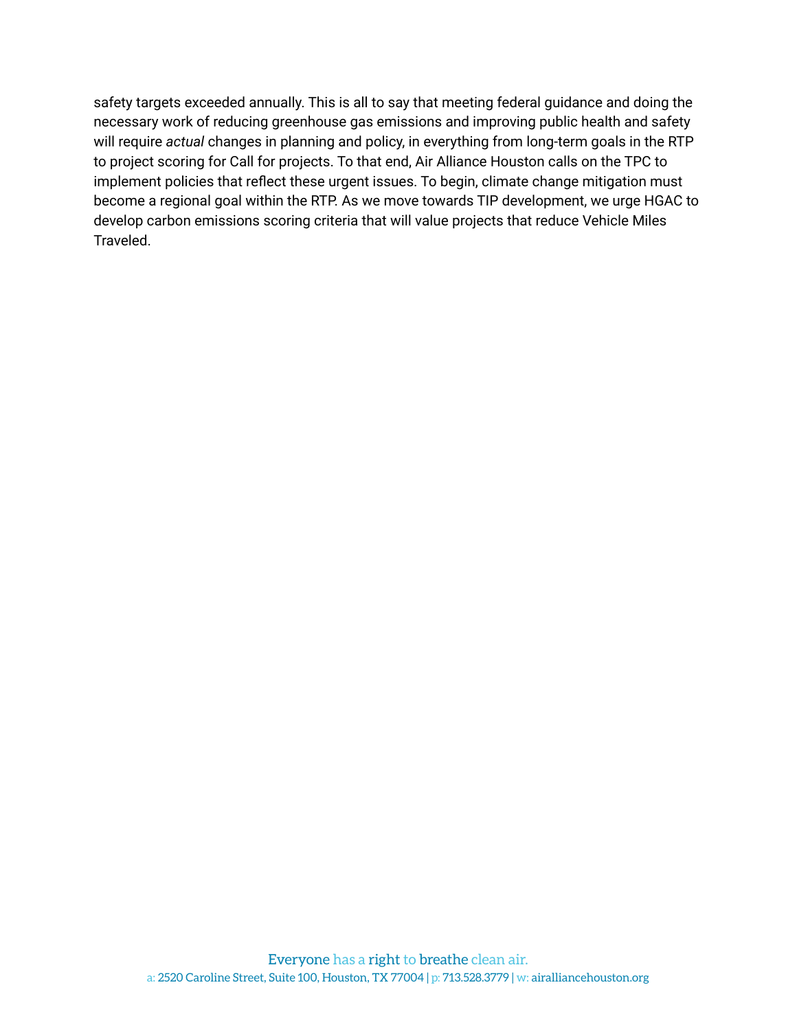safety targets exceeded annually. This is all to say that meeting federal guidance and doing the necessary work of reducing greenhouse gas emissions and improving public health and safety will require *actual* changes in planning and policy, in everything from long-term goals in the RTP to project scoring for Call for projects. To that end, Air Alliance Houston calls on the TPC to implement policies that reflect these urgent issues. To begin, climate change mitigation must become a regional goal within the RTP. As we move towards TIP development, we urge HGAC to develop carbon emissions scoring criteria that will value projects that reduce Vehicle Miles Traveled.